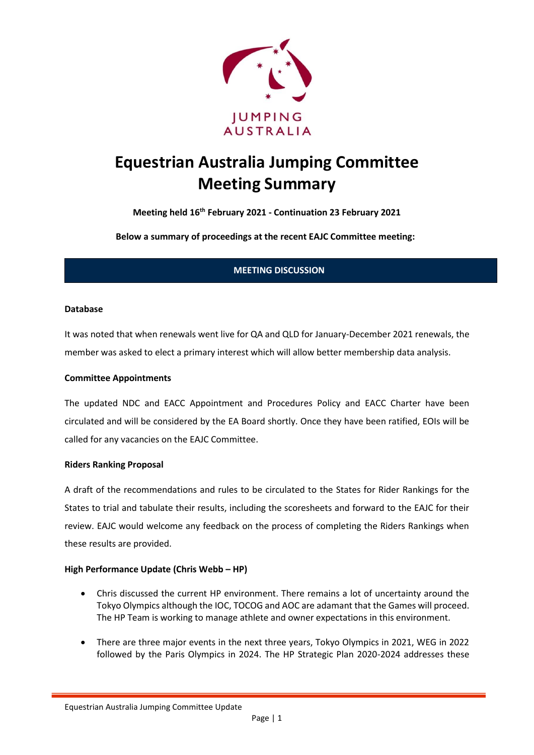JUMPING AUSTRALIA

# Equestrian Australia Jumping Committee Meeting Summary

**Meeting held 16th February 2021 - Continuation 23 February 2021**

**Below a summary of proceedings at the recent EAJC Committee meeting:**

## MEETING DISCUSSION

**Database**

It was noted that when renewals went live for QA and QLD for January-December 2021 renewals, the member was asked to elect a primary interest which will allow better membership data analysis.

**Committee Appointments**

The updated NDC and EACC Appointment and Procedures Policy and EACC Charter have been circulated and will be considered by the EA Board shortly. Once they have been ratified, EOIs will be called for any vacancies on the EAJC Committee.

**Riders Ranking Proposal**

A draft of the recommendations and rules to be circulated to the States for Rider Rankings for the States to trial and tabulate their results, including the scoresheets and forward to the EAJC for their review. EAJC would welcome any feedback on the process of completing the Riders Rankings when these results are provided.

**High Performance Update (Chris Webb – HP)**

- Chris discussed the current HP environment. There remains a lot of uncertainty around the Tokyo Olympics although the IOC, TOCOG and AOC are adamant that the Games will proceed. The HP Team is working to manage athlete and owner expectations in this environment.
- There are three major events in the next three years, Tokyo Olympics in 2021, WEG in 2022 followed by the Paris Olympics in 2024. The HP Strategic Plan 2020-2024 addresses these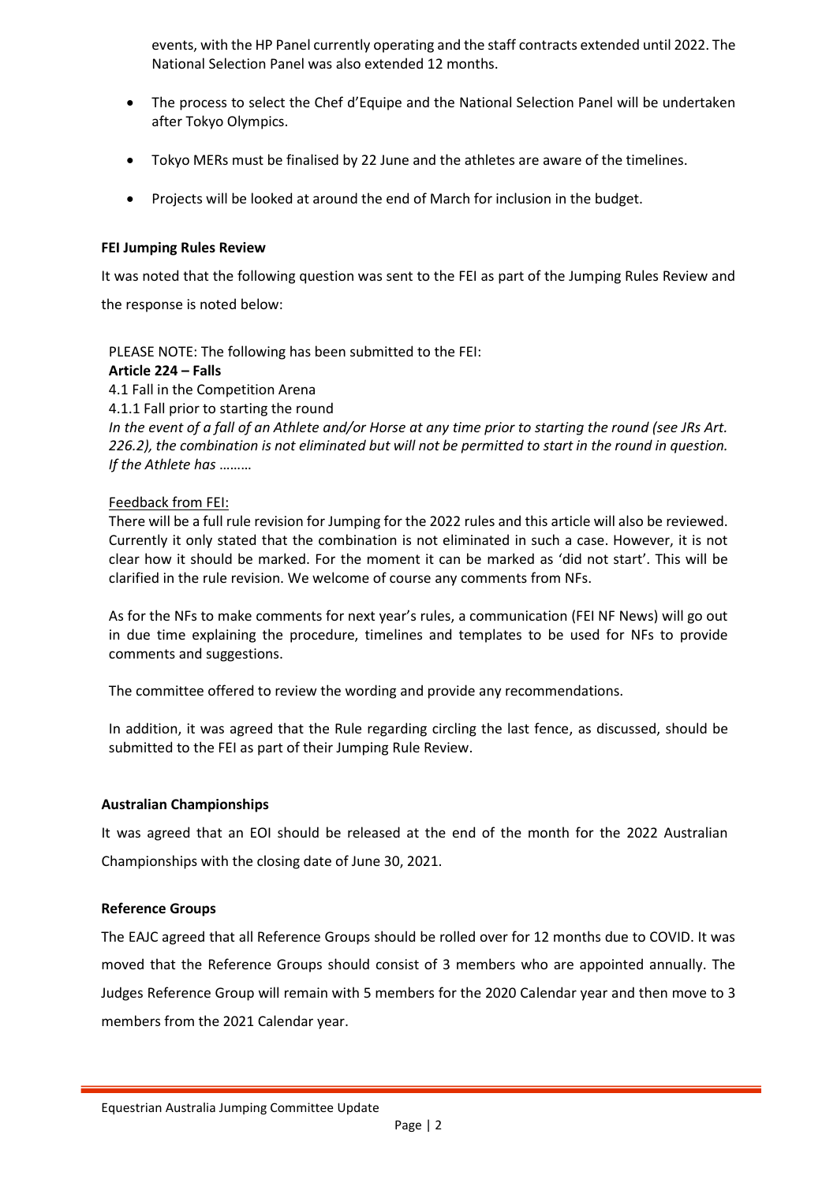events, with the HP Panel currently operating and the staff contracts extended until 2022. The National Selection Panel was also extended 12 months.

- The process to select the Chef d'Equipe and the National Selection Panel will be undertaken after Tokyo Olympics.
- Tokyo MERs must be finalised by 22 June and the athletes are aware of the timelines.
- Projects will be looked at around the end of March for inclusion in the budget.

**FEI Jumping Rules Review**

It was noted that the following question was sent to the FEI as part of the Jumping Rules Review and the response is noted below:

PLEASE NOTE: The following has been submitted to the FEI:

**Article 224 – Falls**

4.1 Fall in the Competition Arena

4.1.1 Fall prior to starting the round

*In the event of a fall of an Athlete and/or Horse at any time prior to starting the round (see JRs Art. 226.2), the combination is not eliminated but will not be permitted to start in the round in question. If the Athlete has* ………

Feedback from FEI:

There will be a full rule revision for Jumping for the 2022 rules and this article will also be reviewed. Currently it only stated that the combination is not eliminated in such a case. However, it is not clear how it should be marked. For the moment it can be marked as 'did not start'. This will be clarified in the rule revision. We welcome of course any comments from NFs.

As for the NFs to make comments for next year's rules, a communication (FEI NF News) will go out in due time explaining the procedure, timelines and templates to be used for NFs to provide comments and suggestions.

The committee offered to review the wording and provide any recommendations.

In addition, it was agreed that the Rule regarding circling the last fence, as discussed, should be submitted to the FEI as part of their Jumping Rule Review.

**Australian Championships**

It was agreed that an EOI should be released at the end of the month for the 2022 Australian Championships with the closing date of June 30, 2021.

**Reference Groups**

The EAJC agreed that all Reference Groups should be rolled over for 12 months due to COVID. It was moved that the Reference Groups should consist of 3 members who are appointed annually. The Judges Reference Group will remain with 5 members for the 2020 Calendar year and then move to 3 members from the 2021 Calendar year.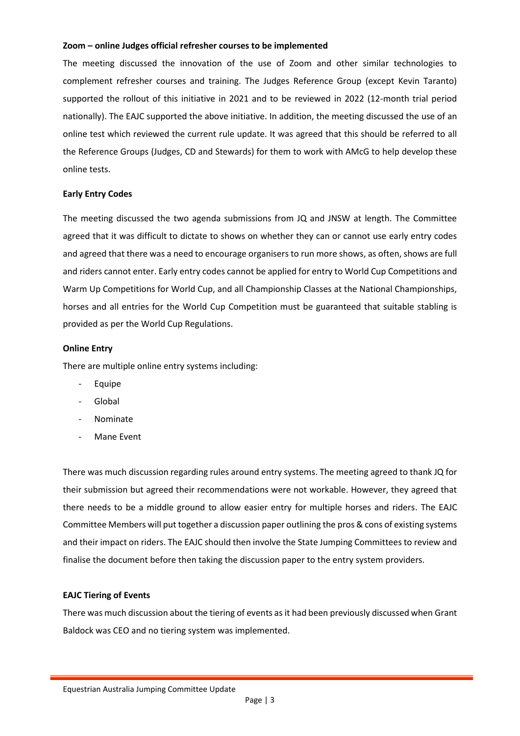**Zoom – online Judges official refresher courses to be implemented**

The meeting discussed the innovation of the use of Zoom and other similar technologies to complement refresher courses and training. The Judges Reference Group (except Kevin Taranto) supported the rollout of this initiative in 2021 and to be reviewed in 2022 (12-month trial period nationally). The EAJC supported the above initiative. In addition, the meeting discussed the use of an online test which reviewed the current rule update. It was agreed that this should be referred to all the Reference Groups (Judges, CD and Stewards) for them to work with AMcG to help develop these online tests.

**Early Entry Codes**

The meeting discussed the two agenda submissions from JQ and JNSW at length. The Committee agreed that it was difficult to dictate to shows on whether they can or cannot use early entry codes and agreed that there was a need to encourage organisers to run more shows, as often, shows are full and riders cannot enter. Early entry codes cannot be applied for entry to World Cup Competitions and Warm Up Competitions for World Cup, and all Championship Classes at the National Championships, horses and all entries for the World Cup Competition must be guaranteed that suitable stabling is provided as per the World Cup Regulations.

**Online Entry**

There are multiple online entry systems including:

- Equipe
- Global
- Nominate
- Mane Event

There was much discussion regarding rules around entry systems. The meeting agreed to thank JQ for their submission but agreed their recommendations were not workable. However, they agreed that there needs to be a middle ground to allow easier entry for multiple horses and riders. The EAJC Committee Members will put together a discussion paper outlining the pros & cons of existing systems and their impact on riders. The EAJC should then involve the State Jumping Committees to review and finalise the document before then taking the discussion paper to the entry system providers.

**EAJC Tiering of Events**

There was much discussion about the tiering of events as it had been previously discussed when Grant Baldock was CEO and no tiering system was implemented.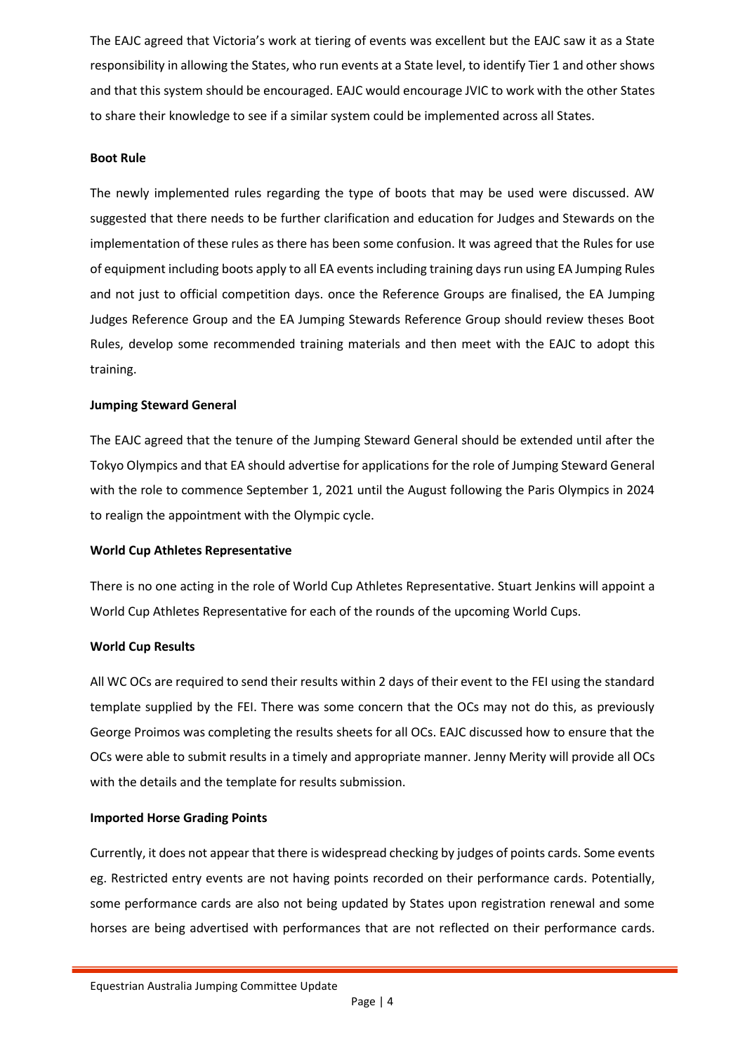The EAJC agreed that Victoria's work at tiering of events was excellent but the EAJC saw it as a State responsibility in allowing the States, who run events at a State level, to identify Tier 1 and other shows and that this system should be encouraged. EAJC would encourage JVIC to work with the other States to share their knowledge to see if a similar system could be implemented across all States.

**Boot Rule**

The newly implemented rules regarding the type of boots that may be used were discussed. AW suggested that there needs to be further clarification and education for Judges and Stewards on the implementation of these rules as there has been some confusion. It was agreed that the Rules for use of equipment including boots apply to all EA events including training days run using EA Jumping Rules and not just to official competition days. once the Reference Groups are finalised, the EA Jumping Judges Reference Group and the EA Jumping Stewards Reference Group should review theses Boot Rules, develop some recommended training materials and then meet with the EAJC to adopt this training.

**Jumping Steward General**

The EAJC agreed that the tenure of the Jumping Steward General should be extended until after the Tokyo Olympics and that EA should advertise for applications for the role of Jumping Steward General with the role to commence September 1, 2021 until the August following the Paris Olympics in 2024 to realign the appointment with the Olympic cycle.

**World Cup Athletes Representative**

There is no one acting in the role of World Cup Athletes Representative. Stuart Jenkins will appoint a World Cup Athletes Representative for each of the rounds of the upcoming World Cups.

**World Cup Results**

All WC OCs are required to send their results within 2 days of their event to the FEI using the standard template supplied by the FEI. There was some concern that the OCs may not do this, as previously George Proimos was completing the results sheets for all OCs. EAJC discussed how to ensure that the OCs were able to submit results in a timely and appropriate manner. Jenny Merity will provide all OCs with the details and the template for results submission.

**Imported Horse Grading Points**

Currently, it does not appear that there is widespread checking by judges of points cards. Some events eg. Restricted entry events are not having points recorded on their performance cards. Potentially, some performance cards are also not being updated by States upon registration renewal and some horses are being advertised with performances that are not reflected on their performance cards.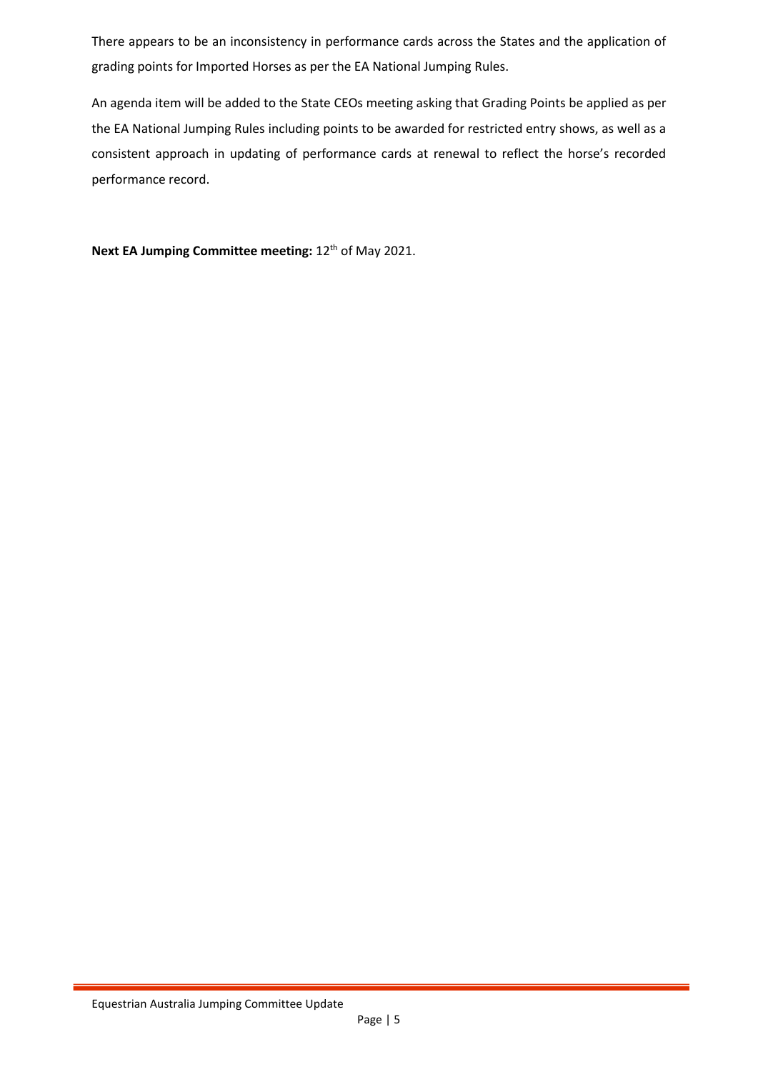There appears to be an inconsistency in performance cards across the States and the application of grading points for Imported Horses as per the EA National Jumping Rules.

An agenda item will be added to the State CEOs meeting asking that Grading Points be applied as per the EA National Jumping Rules including points to be awarded for restricted entry shows, as well as a consistent approach in updating of performance cards at renewal to reflect the horse's recorded performance record.

**Next EA Jumping Committee meeting:** 12th of May 2021.